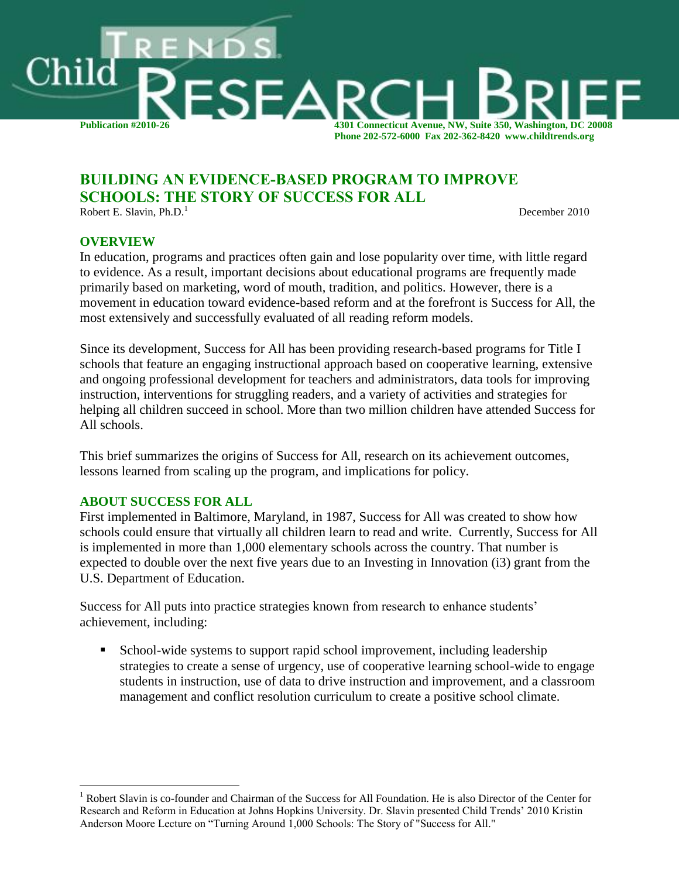# Child Trends Research Brief

**Publication #2010-26** — 4301 Connecticut Avenue, NW, Suite 350, Washington, DC 20008
Phone 202-572-6000 Fax 202-362-8420 www.childtrends.org

## BUILDING AN EVIDENCE-BASED PROGRAM TO IMPROVE SCHOOLS: THE STORY OF SUCCESS FOR ALL

Robert E. Slavin, Ph.D.[1]

December 2010

### OVERVIEW

In education, programs and practices often gain and lose popularity over time, with little regard to evidence. As a result, important decisions about educational programs are frequently made primarily based on marketing, word of mouth, tradition, and politics. However, there is a movement in education toward evidence-based reform and at the forefront is Success for All, the most extensively and successfully evaluated of all reading reform models.

Since its development, Success for All has been providing research-based programs for Title I schools that feature an engaging instructional approach based on cooperative learning, extensive and ongoing professional development for teachers and administrators, data tools for improving instruction, interventions for struggling readers, and a variety of activities and strategies for helping all children succeed in school. More than two million children have attended Success for All schools.

This brief summarizes the origins of Success for All, research on its achievement outcomes, lessons learned from scaling up the program, and implications for policy.

### ABOUT SUCCESS FOR ALL

First implemented in Baltimore, Maryland, in 1987, Success for All was created to show how schools could ensure that virtually all children learn to read and write. Currently, Success for All is implemented in more than 1,000 elementary schools across the country. That number is expected to double over the next five years due to an Investing in Innovation (i3) grant from the U.S. Department of Education.

Success for All puts into practice strategies known from research to enhance students' achievement, including:

- School-wide systems to support rapid school improvement, including leadership strategies to create a sense of urgency, use of cooperative learning school-wide to engage students in instruction, use of data to drive instruction and improvement, and a classroom management and conflict resolution curriculum to create a positive school climate.

---

[1] Robert Slavin is co-founder and Chairman of the Success for All Foundation. He is also Director of the Center for Research and Reform in Education at Johns Hopkins University. Dr. Slavin presented Child Trends' 2010 Kristin Anderson Moore Lecture on "Turning Around 1,000 Schools: The Story of "Success for All."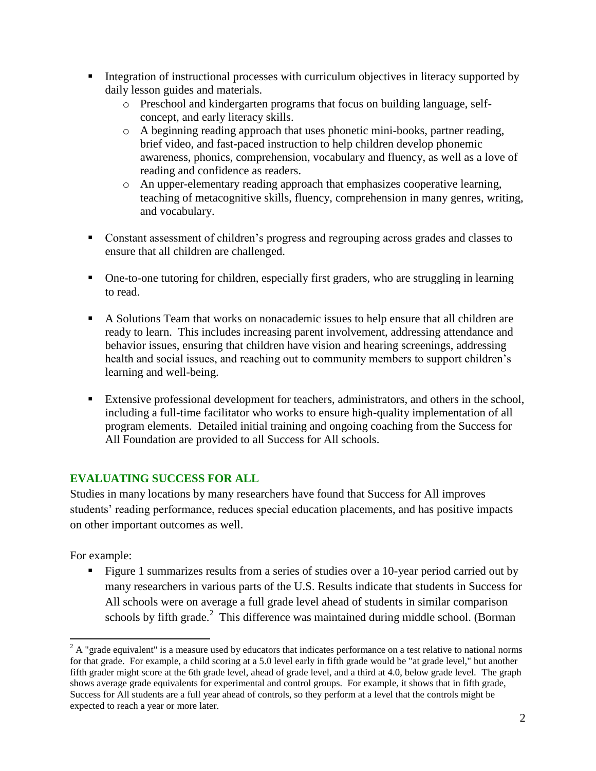- Integration of instructional processes with curriculum objectives in literacy supported by daily lesson guides and materials.
    - Preschool and kindergarten programs that focus on building language, self-concept, and early literacy skills.
    - A beginning reading approach that uses phonetic mini-books, partner reading, brief video, and fast-paced instruction to help children develop phonemic awareness, phonics, comprehension, vocabulary and fluency, as well as a love of reading and confidence as readers.
    - An upper-elementary reading approach that emphasizes cooperative learning, teaching of metacognitive skills, fluency, comprehension in many genres, writing, and vocabulary.

- Constant assessment of children's progress and regrouping across grades and classes to ensure that all children are challenged.

- One-to-one tutoring for children, especially first graders, who are struggling in learning to read.

- A Solutions Team that works on nonacademic issues to help ensure that all children are ready to learn. This includes increasing parent involvement, addressing attendance and behavior issues, ensuring that children have vision and hearing screenings, addressing health and social issues, and reaching out to community members to support children's learning and well-being.

- Extensive professional development for teachers, administrators, and others in the school, including a full-time facilitator who works to ensure high-quality implementation of all program elements. Detailed initial training and ongoing coaching from the Success for All Foundation are provided to all Success for All schools.

## EVALUATING SUCCESS FOR ALL

Studies in many locations by many researchers have found that Success for All improves students' reading performance, reduces special education placements, and has positive impacts on other important outcomes as well.

For example:

- Figure 1 summarizes results from a series of studies over a 10-year period carried out by many researchers in various parts of the U.S. Results indicate that students in Success for All schools were on average a full grade level ahead of students in similar comparison schools by fifth grade.[2] This difference was maintained during middle school. (Borman

[2] A "grade equivalent" is a measure used by educators that indicates performance on a test relative to national norms for that grade. For example, a child scoring at a 5.0 level early in fifth grade would be "at grade level," but another fifth grader might score at the 6th grade level, ahead of grade level, and a third at 4.0, below grade level. The graph shows average grade equivalents for experimental and control groups. For example, it shows that in fifth grade, Success for All students are a full year ahead of controls, so they perform at a level that the controls might be expected to reach a year or more later.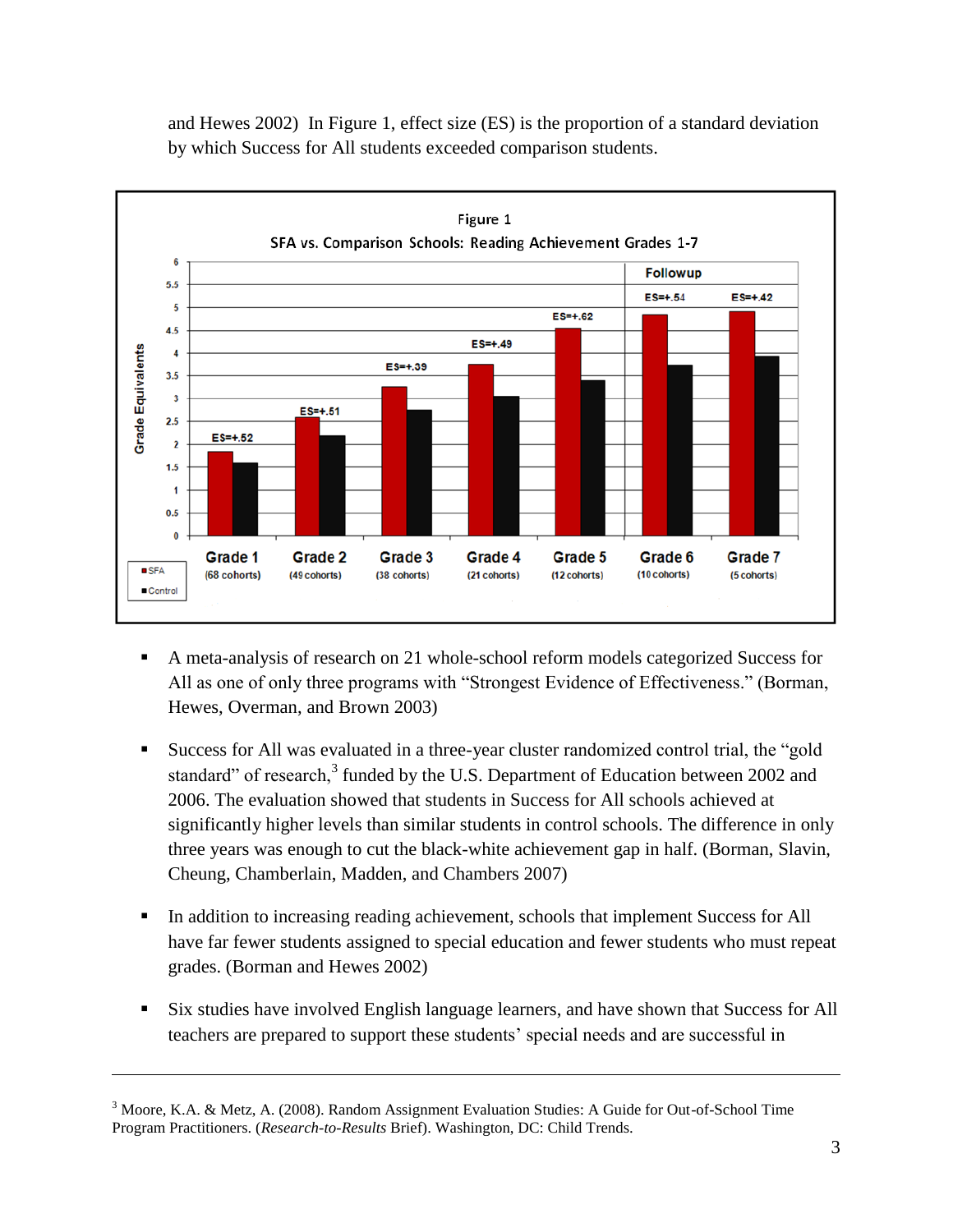and Hewes 2002) In Figure 1, effect size (ES) is the proportion of a standard deviation by which Success for All students exceeded comparison students.

**Figure 1**
**SFA vs. Comparison Schools: Reading Achievement Grades 1-7**

| Grade | Cohorts | ES |
|---|---|---|
| Grade 1 | 68 cohorts | ES=+.52 |
| Grade 2 | 49 cohorts | ES=+.51 |
| Grade 3 | 38 cohorts | ES=+.39 |
| Grade 4 | 21 cohorts | ES=+.49 |
| Grade 5 | 12 cohorts | ES=+.62 |
| Grade 6 (Followup) | 10 cohorts | ES=+.54 |
| Grade 7 (Followup) | 5 cohorts | ES=+.42 |

Y-axis: Grade Equivalents. Legend: SFA; Control.

- A meta-analysis of research on 21 whole-school reform models categorized Success for All as one of only three programs with "Strongest Evidence of Effectiveness." (Borman, Hewes, Overman, and Brown 2003)

- Success for All was evaluated in a three-year cluster randomized control trial, the "gold standard" of research,[3] funded by the U.S. Department of Education between 2002 and 2006. The evaluation showed that students in Success for All schools achieved at significantly higher levels than similar students in control schools. The difference in only three years was enough to cut the black-white achievement gap in half. (Borman, Slavin, Cheung, Chamberlain, Madden, and Chambers 2007)

- In addition to increasing reading achievement, schools that implement Success for All have far fewer students assigned to special education and fewer students who must repeat grades. (Borman and Hewes 2002)

- Six studies have involved English language learners, and have shown that Success for All teachers are prepared to support these students' special needs and are successful in

---

[3] Moore, K.A. & Metz, A. (2008). Random Assignment Evaluation Studies: A Guide for Out-of-School Time Program Practitioners. (*Research-to-Results* Brief). Washington, DC: Child Trends.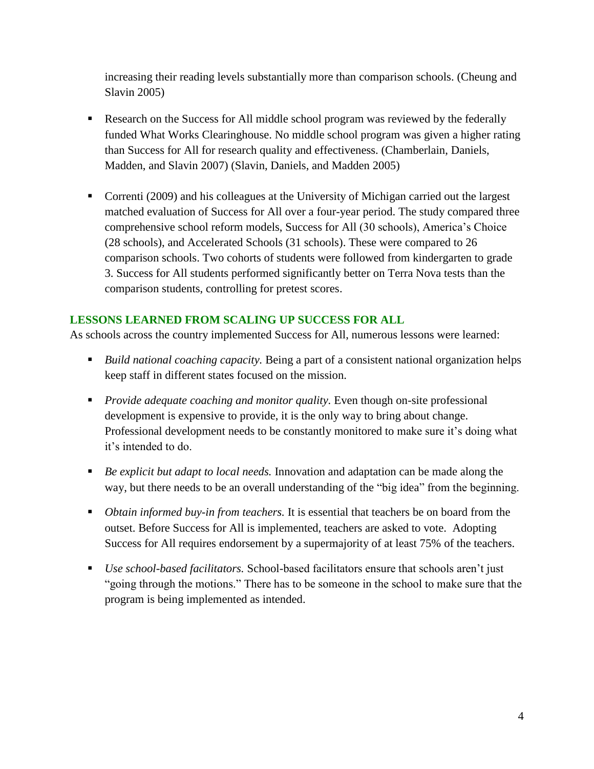increasing their reading levels substantially more than comparison schools. (Cheung and Slavin 2005)

- Research on the Success for All middle school program was reviewed by the federally funded What Works Clearinghouse. No middle school program was given a higher rating than Success for All for research quality and effectiveness. (Chamberlain, Daniels, Madden, and Slavin 2007) (Slavin, Daniels, and Madden 2005)

- Correnti (2009) and his colleagues at the University of Michigan carried out the largest matched evaluation of Success for All over a four-year period. The study compared three comprehensive school reform models, Success for All (30 schools), America's Choice (28 schools), and Accelerated Schools (31 schools). These were compared to 26 comparison schools. Two cohorts of students were followed from kindergarten to grade 3. Success for All students performed significantly better on Terra Nova tests than the comparison students, controlling for pretest scores.

## LESSONS LEARNED FROM SCALING UP SUCCESS FOR ALL

As schools across the country implemented Success for All, numerous lessons were learned:

- *Build national coaching capacity.* Being a part of a consistent national organization helps keep staff in different states focused on the mission.

- *Provide adequate coaching and monitor quality.* Even though on-site professional development is expensive to provide, it is the only way to bring about change. Professional development needs to be constantly monitored to make sure it's doing what it's intended to do.

- *Be explicit but adapt to local needs.* Innovation and adaptation can be made along the way, but there needs to be an overall understanding of the "big idea" from the beginning.

- *Obtain informed buy-in from teachers.* It is essential that teachers be on board from the outset. Before Success for All is implemented, teachers are asked to vote. Adopting Success for All requires endorsement by a supermajority of at least 75% of the teachers.

- *Use school-based facilitators.* School-based facilitators ensure that schools aren't just "going through the motions." There has to be someone in the school to make sure that the program is being implemented as intended.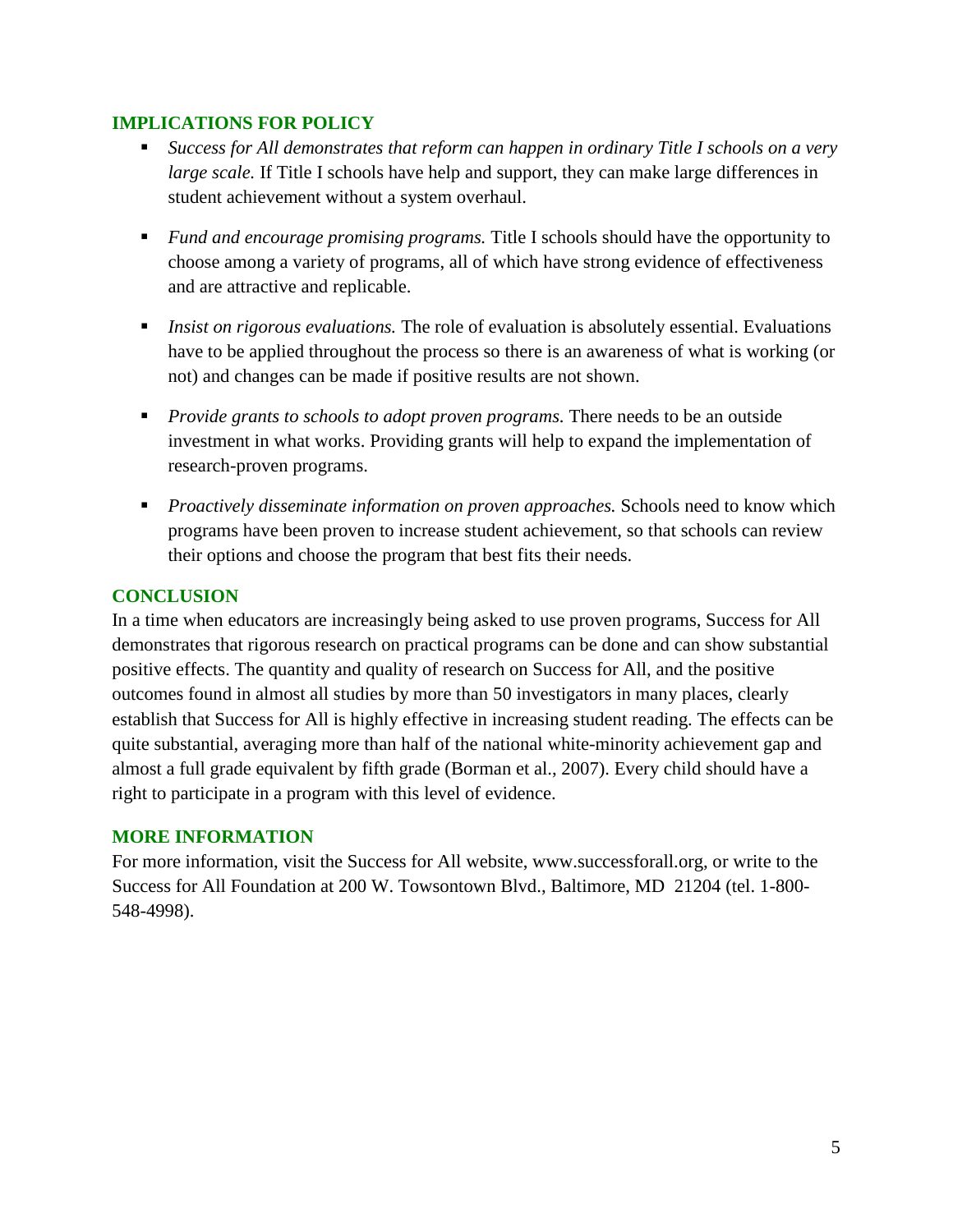## IMPLICATIONS FOR POLICY

- *Success for All demonstrates that reform can happen in ordinary Title I schools on a very large scale.* If Title I schools have help and support, they can make large differences in student achievement without a system overhaul.
- *Fund and encourage promising programs.* Title I schools should have the opportunity to choose among a variety of programs, all of which have strong evidence of effectiveness and are attractive and replicable.
- *Insist on rigorous evaluations.* The role of evaluation is absolutely essential. Evaluations have to be applied throughout the process so there is an awareness of what is working (or not) and changes can be made if positive results are not shown.
- *Provide grants to schools to adopt proven programs.* There needs to be an outside investment in what works. Providing grants will help to expand the implementation of research-proven programs.
- *Proactively disseminate information on proven approaches.* Schools need to know which programs have been proven to increase student achievement, so that schools can review their options and choose the program that best fits their needs.

## CONCLUSION

In a time when educators are increasingly being asked to use proven programs, Success for All demonstrates that rigorous research on practical programs can be done and can show substantial positive effects. The quantity and quality of research on Success for All, and the positive outcomes found in almost all studies by more than 50 investigators in many places, clearly establish that Success for All is highly effective in increasing student reading. The effects can be quite substantial, averaging more than half of the national white-minority achievement gap and almost a full grade equivalent by fifth grade (Borman et al., 2007). Every child should have a right to participate in a program with this level of evidence.

## MORE INFORMATION

For more information, visit the Success for All website, www.successforall.org, or write to the Success for All Foundation at 200 W. Towsontown Blvd., Baltimore, MD 21204 (tel. 1-800-548-4998).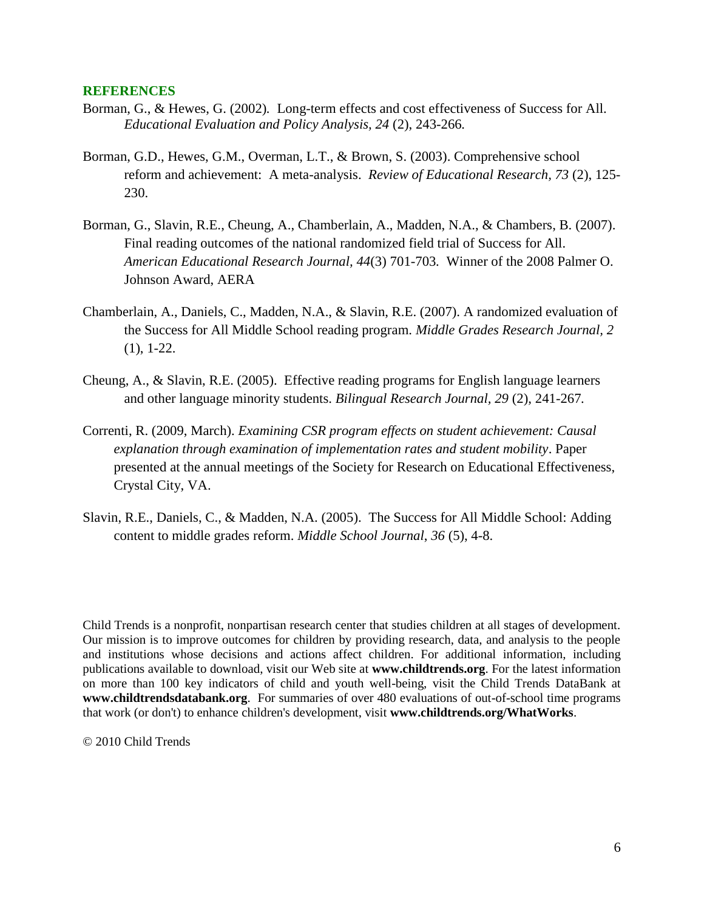## REFERENCES

Borman, G., & Hewes, G. (2002). Long-term effects and cost effectiveness of Success for All. *Educational Evaluation and Policy Analysis, 24* (2), 243-266.

Borman, G.D., Hewes, G.M., Overman, L.T., & Brown, S. (2003). Comprehensive school reform and achievement: A meta-analysis. *Review of Educational Research, 73* (2), 125-230.

Borman, G., Slavin, R.E., Cheung, A., Chamberlain, A., Madden, N.A., & Chambers, B. (2007). Final reading outcomes of the national randomized field trial of Success for All. *American Educational Research Journal, 44*(3) 701-703. Winner of the 2008 Palmer O. Johnson Award, AERA

Chamberlain, A., Daniels, C., Madden, N.A., & Slavin, R.E. (2007). A randomized evaluation of the Success for All Middle School reading program. *Middle Grades Research Journal, 2* (1), 1-22.

Cheung, A., & Slavin, R.E. (2005). Effective reading programs for English language learners and other language minority students. *Bilingual Research Journal, 29* (2), 241-267.

Correnti, R. (2009, March). *Examining CSR program effects on student achievement: Causal explanation through examination of implementation rates and student mobility*. Paper presented at the annual meetings of the Society for Research on Educational Effectiveness, Crystal City, VA.

Slavin, R.E., Daniels, C., & Madden, N.A. (2005). The Success for All Middle School: Adding content to middle grades reform. *Middle School Journal, 36* (5), 4-8.

Child Trends is a nonprofit, nonpartisan research center that studies children at all stages of development. Our mission is to improve outcomes for children by providing research, data, and analysis to the people and institutions whose decisions and actions affect children. For additional information, including publications available to download, visit our Web site at **www.childtrends.org**. For the latest information on more than 100 key indicators of child and youth well-being, visit the Child Trends DataBank at **www.childtrendsdatabank.org**. For summaries of over 480 evaluations of out-of-school time programs that work (or don't) to enhance children's development, visit **www.childtrends.org/WhatWorks**.

© 2010 Child Trends